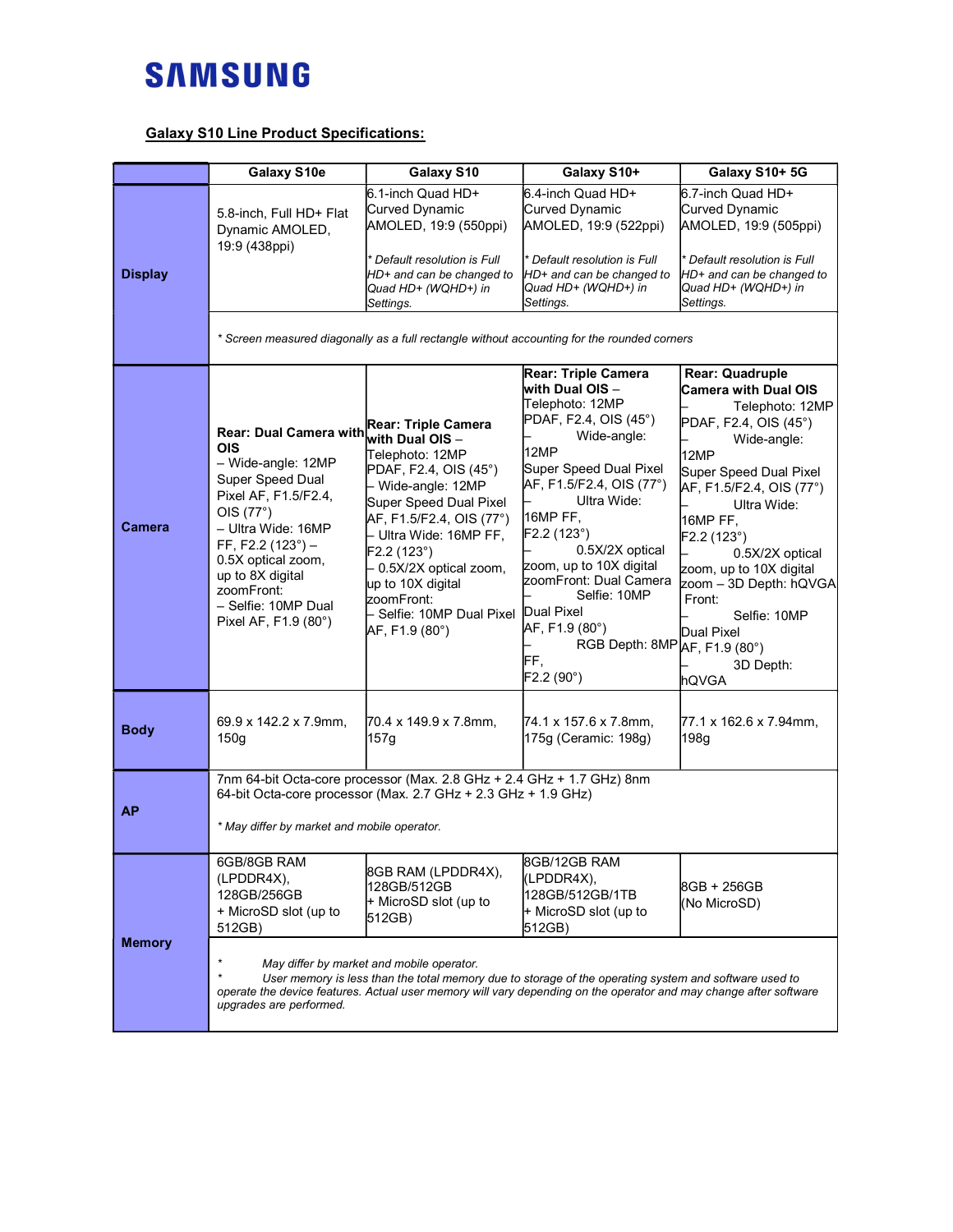# SAMSUNG

**Galaxy S10 Line Product Specifications:**

| | Galaxy S10e | Galaxy S10 | Galaxy S10+ | Galaxy S10+ 5G |
|---|---|---|---|---|
| **Display** | 5.8-inch, Full HD+ Flat Dynamic AMOLED, 19:9 (438ppi) | 6.1-inch Quad HD+ Curved Dynamic AMOLED, 19:9 (550ppi)<br><br>*\* Default resolution is Full HD+ and can be changed to Quad HD+ (WQHD+) in Settings.* | 6.4-inch Quad HD+ Curved Dynamic AMOLED, 19:9 (522ppi)<br><br>*\* Default resolution is Full HD+ and can be changed to Quad HD+ (WQHD+) in Settings.* | 6.7-inch Quad HD+ Curved Dynamic AMOLED, 19:9 (505ppi)<br><br>*\* Default resolution is Full HD+ and can be changed to Quad HD+ (WQHD+) in Settings.* |
| | *\* Screen measured diagonally as a full rectangle without accounting for the rounded corners* | | | |
| **Camera** | **Rear: Dual Camera with OIS**<br>– Wide-angle: 12MP Super Speed Dual Pixel AF, F1.5/F2.4, OIS (77°)<br>– Ultra Wide: 16MP FF, F2.2 (123°) – 0.5X optical zoom, up to 8X digital zoomFront:<br>– Selfie: 10MP Dual Pixel AF, F1.9 (80°) | **Rear: Triple Camera with Dual OIS** –<br>Telephoto: 12MP PDAF, F2.4, OIS (45°)<br>– Wide-angle: 12MP Super Speed Dual Pixel AF, F1.5/F2.4, OIS (77°)<br>– Ultra Wide: 16MP FF, F2.2 (123°)<br>– 0.5X/2X optical zoom, up to 10X digital zoomFront:<br>– Selfie: 10MP Dual Pixel AF, F1.9 (80°) | **Rear: Triple Camera with Dual OIS** –<br>Telephoto: 12MP PDAF, F2.4, OIS (45°)<br>– Wide-angle: 12MP Super Speed Dual Pixel AF, F1.5/F2.4, OIS (77°)<br>– Ultra Wide: 16MP FF, F2.2 (123°)<br>– 0.5X/2X optical zoom, up to 10X digital zoomFront: Dual Camera<br>– Selfie: 10MP Dual Pixel AF, F1.9 (80°)<br>– RGB Depth: 8MP FF, F2.2 (90°) | **Rear: Quadruple Camera with Dual OIS**<br>– Telephoto: 12MP PDAF, F2.4, OIS (45°)<br>– Wide-angle: 12MP Super Speed Dual Pixel AF, F1.5/F2.4, OIS (77°)<br>– Ultra Wide: 16MP FF, F2.2 (123°)<br>– 0.5X/2X optical zoom, up to 10X digital zoom – 3D Depth: hQVGA<br>Front:<br>– Selfie: 10MP Dual Pixel AF, F1.9 (80°)<br>– 3D Depth: hQVGA |
| **Body** | 69.9 x 142.2 x 7.9mm, 150g | 70.4 x 149.9 x 7.8mm, 157g | 74.1 x 157.6 x 7.8mm, 175g (Ceramic: 198g) | 77.1 x 162.6 x 7.94mm, 198g |
| **AP** | 7nm 64-bit Octa-core processor (Max. 2.8 GHz + 2.4 GHz + 1.7 GHz) 8nm 64-bit Octa-core processor (Max. 2.7 GHz + 2.3 GHz + 1.9 GHz)<br><br>*\* May differ by market and mobile operator.* | | | |
| **Memory** | 6GB/8GB RAM (LPDDR4X), 128GB/256GB + MicroSD slot (up to 512GB) | 8GB RAM (LPDDR4X), 128GB/512GB + MicroSD slot (up to 512GB) | 8GB/12GB RAM (LPDDR4X), 128GB/512GB/1TB + MicroSD slot (up to 512GB) | 8GB + 256GB (No MicroSD) |
| | *\* May differ by market and mobile operator.*<br>*\* User memory is less than the total memory due to storage of the operating system and software used to operate the device features. Actual user memory will vary depending on the operator and may change after software upgrades are performed.* | | | |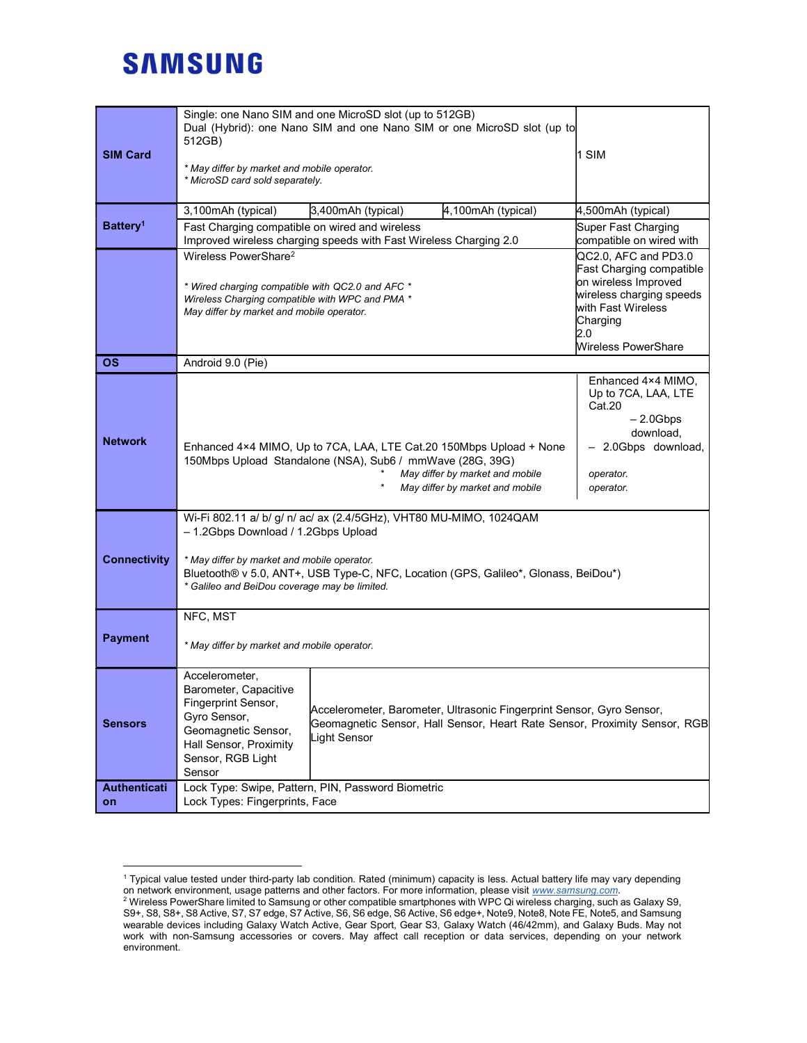| | | | | |
|---|---|---|---|---|
| **SIM Card** | Single: one Nano SIM and one MicroSD slot (up to 512GB)<br>Dual (Hybrid): one Nano SIM and one Nano SIM or one MicroSD slot (up to 512GB)<br><br>*\* May differ by market and mobile operator.*<br>*\* MicroSD card sold separately.* | | | 1 SIM |
| **Battery**[1] | 3,100mAh (typical) | 3,400mAh (typical) | 4,100mAh (typical) | 4,500mAh (typical) |
| | Fast Charging compatible on wired and wireless<br>Improved wireless charging speeds with Fast Wireless Charging 2.0 | | | Super Fast Charging compatible on wired with |
| | Wireless PowerShare[2]<br><br>*\* Wired charging compatible with QC2.0 and AFC \**<br>*Wireless Charging compatible with WPC and PMA \**<br>*May differ by market and mobile operator.* | | | QC2.0, AFC and PD3.0 Fast Charging compatible on wireless Improved wireless charging speeds with Fast Wireless Charging<br>2.0<br>Wireless PowerShare |
| **OS** | Android 9.0 (Pie) | | | |
| **Network** | Enhanced 4×4 MIMO, Up to 7CA, LAA, LTE Cat.20 150Mbps Upload + None 150Mbps Upload Standalone (NSA), Sub6 / mmWave (28G, 39G)<br>*\* May differ by market and mobile*<br>*\* May differ by market and mobile* | | | Enhanced 4×4 MIMO, Up to 7CA, LAA, LTE Cat.20<br>– 2.0Gbps download,<br>– 2.0Gbps download,<br><br>*operator.*<br>*operator.* |
| **Connectivity** | Wi-Fi 802.11 a/ b/ g/ n/ ac/ ax (2.4/5GHz), VHT80 MU-MIMO, 1024QAM<br>– 1.2Gbps Download / 1.2Gbps Upload<br><br>*\* May differ by market and mobile operator.*<br>Bluetooth® v 5.0, ANT+, USB Type-C, NFC, Location (GPS, Galileo\*, Glonass, BeiDou\*)<br>*\* Galileo and BeiDou coverage may be limited.* | | | |
| **Payment** | NFC, MST<br><br>*\* May differ by market and mobile operator.* | | | |
| **Sensors** | Accelerometer, Barometer, Capacitive Fingerprint Sensor, Gyro Sensor, Geomagnetic Sensor, Hall Sensor, Proximity Sensor, RGB Light Sensor | Accelerometer, Barometer, Ultrasonic Fingerprint Sensor, Gyro Sensor, Geomagnetic Sensor, Hall Sensor, Heart Rate Sensor, Proximity Sensor, RGB Light Sensor | | |
| **Authentication** | Lock Type: Swipe, Pattern, PIN, Password Biometric<br>Lock Types: Fingerprints, Face | | | |

[1] Typical value tested under third-party lab condition. Rated (minimum) capacity is less. Actual battery life may vary depending on network environment, usage patterns and other factors. For more information, please visit www.samsung.com.

[2] Wireless PowerShare limited to Samsung or other compatible smartphones with WPC Qi wireless charging, such as Galaxy S9, S9+, S8, S8+, S8 Active, S7, S7 edge, S7 Active, S6, S6 edge, S6 Active, S6 edge+, Note9, Note8, Note FE, Note5, and Samsung wearable devices including Galaxy Watch Active, Gear Sport, Gear S3, Galaxy Watch (46/42mm), and Galaxy Buds. May not work with non-Samsung accessories or covers. May affect call reception or data services, depending on your network environment.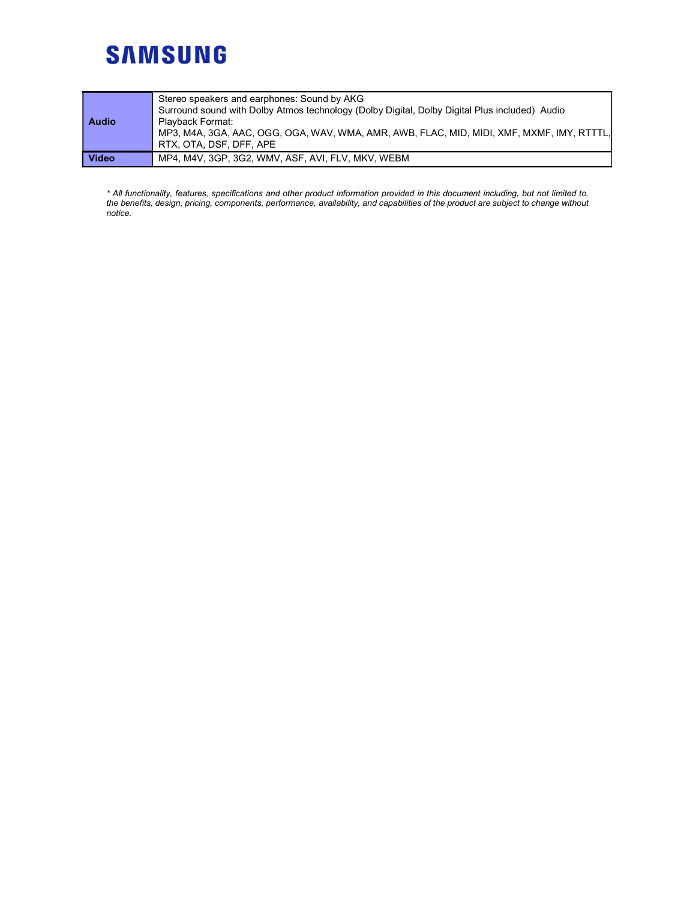| | |
|---|---|
| **Audio** | Stereo speakers and earphones: Sound by AKG<br>Surround sound with Dolby Atmos technology (Dolby Digital, Dolby Digital Plus included) Audio Playback Format:<br>MP3, M4A, 3GA, AAC, OGG, OGA, WAV, WMA, AMR, AWB, FLAC, MID, MIDI, XMF, MXMF, IMY, RTTTL, RTX, OTA, DSF, DFF, APE |
| **Video** | MP4, M4V, 3GP, 3G2, WMV, ASF, AVI, FLV, MKV, WEBM |

*\* All functionality, features, specifications and other product information provided in this document including, but not limited to, the benefits, design, pricing, components, performance, availability, and capabilities of the product are subject to change without notice.*